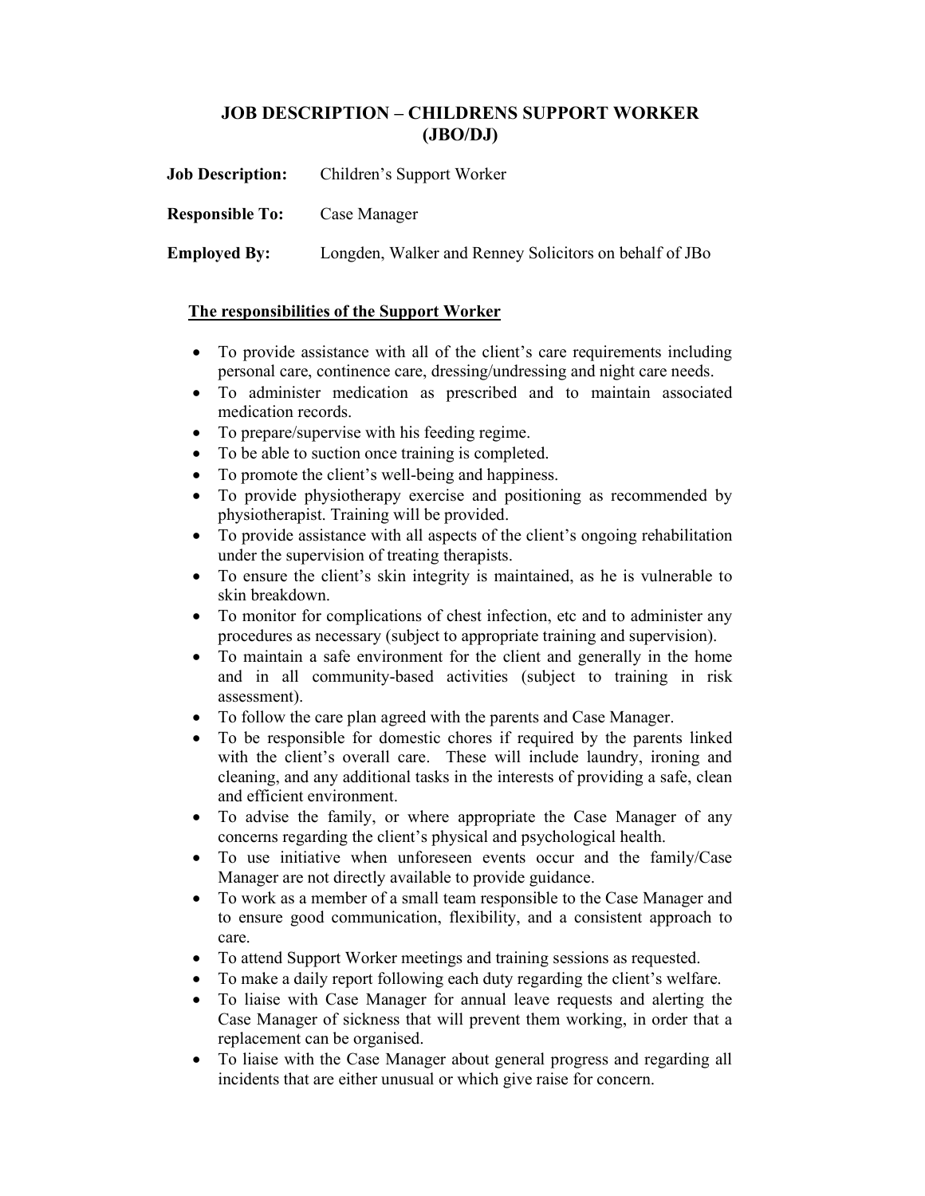# JOB DESCRIPTION – CHILDRENS SUPPORT WORKER (JBO/DJ)

**Job Description:** Children's Support Worker

**Responsible To:** Case Manager

**Employed By:** Longden, Walker and Renney Solicitors on behalf of JBo

**The responsibilities of the Support Worker**

- To provide assistance with all of the client's care requirements including personal care, continence care, dressing/undressing and night care needs.
- To administer medication as prescribed and to maintain associated medication records.
- To prepare/supervise with his feeding regime.
- To be able to suction once training is completed.
- To promote the client's well-being and happiness.
- To provide physiotherapy exercise and positioning as recommended by physiotherapist. Training will be provided.
- To provide assistance with all aspects of the client's ongoing rehabilitation under the supervision of treating therapists.
- To ensure the client's skin integrity is maintained, as he is vulnerable to skin breakdown.
- To monitor for complications of chest infection, etc and to administer any procedures as necessary (subject to appropriate training and supervision).
- To maintain a safe environment for the client and generally in the home and in all community-based activities (subject to training in risk assessment).
- To follow the care plan agreed with the parents and Case Manager.
- To be responsible for domestic chores if required by the parents linked with the client's overall care. These will include laundry, ironing and cleaning, and any additional tasks in the interests of providing a safe, clean and efficient environment.
- To advise the family, or where appropriate the Case Manager of any concerns regarding the client's physical and psychological health.
- To use initiative when unforeseen events occur and the family/Case Manager are not directly available to provide guidance.
- To work as a member of a small team responsible to the Case Manager and to ensure good communication, flexibility, and a consistent approach to care.
- To attend Support Worker meetings and training sessions as requested.
- To make a daily report following each duty regarding the client's welfare.
- To liaise with Case Manager for annual leave requests and alerting the Case Manager of sickness that will prevent them working, in order that a replacement can be organised.
- To liaise with the Case Manager about general progress and regarding all incidents that are either unusual or which give raise for concern.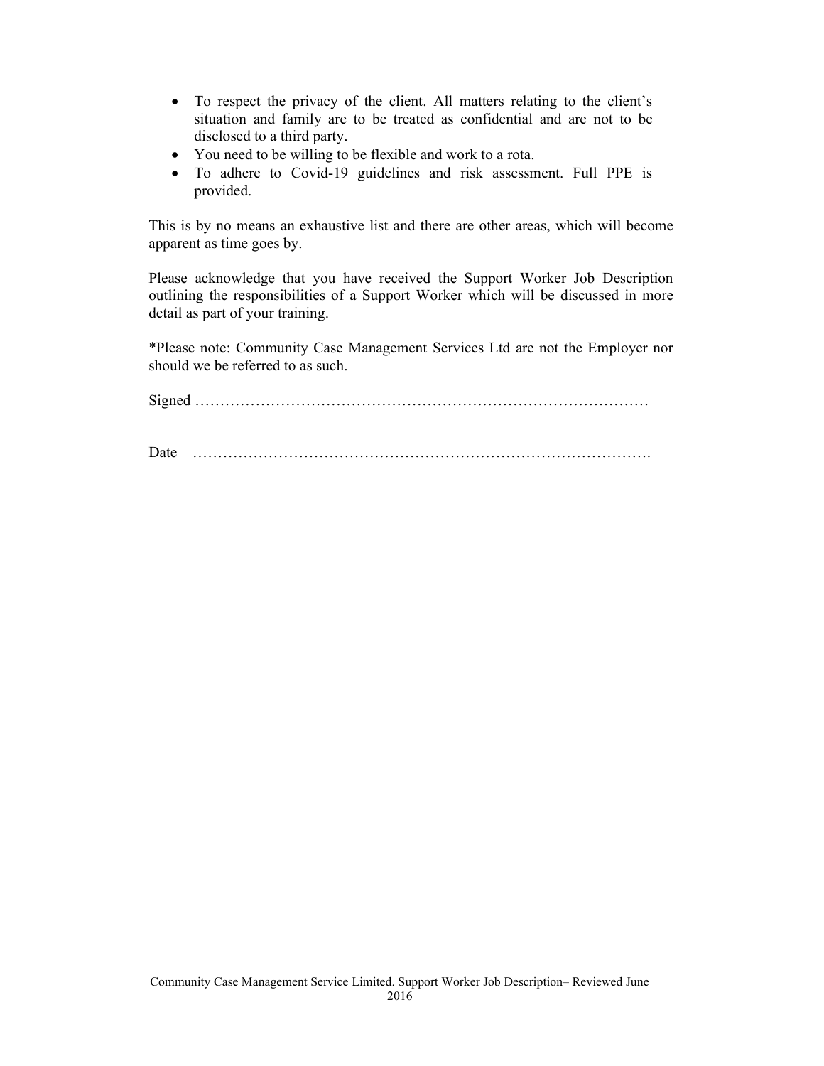- To respect the privacy of the client. All matters relating to the client's situation and family are to be treated as confidential and are not to be disclosed to a third party.
- You need to be willing to be flexible and work to a rota.
- To adhere to Covid-19 guidelines and risk assessment. Full PPE is provided.

This is by no means an exhaustive list and there are other areas, which will become apparent as time goes by.

Please acknowledge that you have received the Support Worker Job Description outlining the responsibilities of a Support Worker which will be discussed in more detail as part of your training.

*Please note: Community Case Management Services Ltd are not the Employer nor should we be referred to as such.

Signed ………………………………………………………………………………

Date ……………………………………………………………………………….